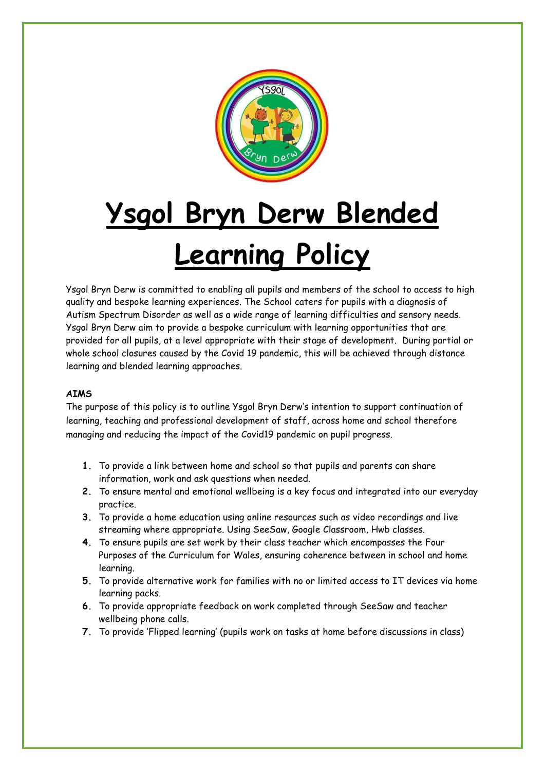# Ysgol Bryn Derw Blended Learning Policy

Ysgol Bryn Derw is committed to enabling all pupils and members of the school to access to high quality and bespoke learning experiences. The School caters for pupils with a diagnosis of Autism Spectrum Disorder as well as a wide range of learning difficulties and sensory needs. Ysgol Bryn Derw aim to provide a bespoke curriculum with learning opportunities that are provided for all pupils, at a level appropriate with their stage of development. During partial or whole school closures caused by the Covid 19 pandemic, this will be achieved through distance learning and blended learning approaches.

**AIMS**

The purpose of this policy is to outline Ysgol Bryn Derw's intention to support continuation of learning, teaching and professional development of staff, across home and school therefore managing and reducing the impact of the Covid19 pandemic on pupil progress.

1. To provide a link between home and school so that pupils and parents can share information, work and ask questions when needed.
2. To ensure mental and emotional wellbeing is a key focus and integrated into our everyday practice.
3. To provide a home education using online resources such as video recordings and live streaming where appropriate. Using SeeSaw, Google Classroom, Hwb classes.
4. To ensure pupils are set work by their class teacher which encompasses the Four Purposes of the Curriculum for Wales, ensuring coherence between in school and home learning.
5. To provide alternative work for families with no or limited access to IT devices via home learning packs.
6. To provide appropriate feedback on work completed through SeeSaw and teacher wellbeing phone calls.
7. To provide 'Flipped learning' (pupils work on tasks at home before discussions in class)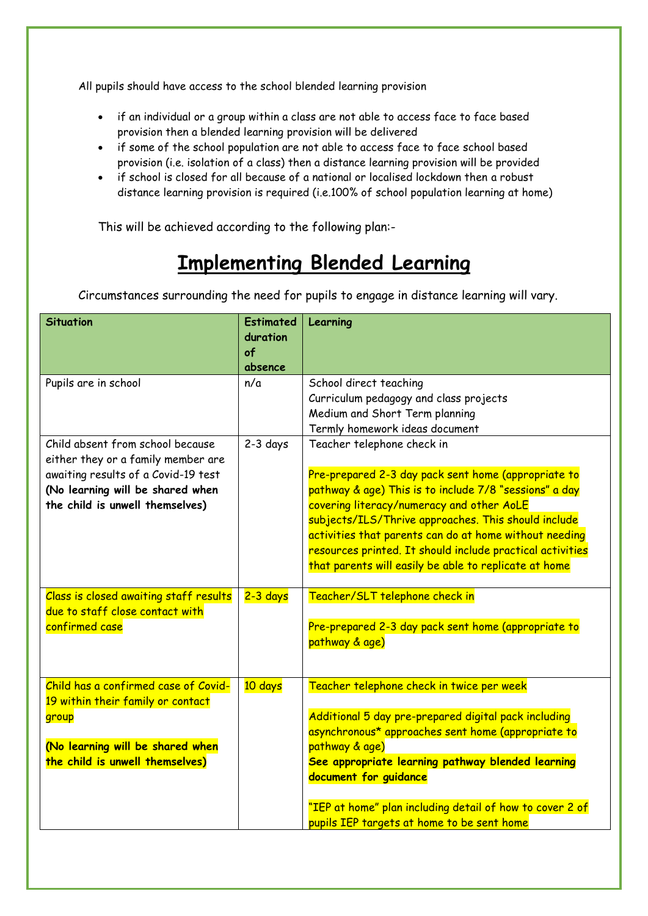All pupils should have access to the school blended learning provision

- if an individual or a group within a class are not able to access face to face based provision then a blended learning provision will be delivered
- if some of the school population are not able to access face to face school based provision (i.e. isolation of a class) then a distance learning provision will be provided
- if school is closed for all because of a national or localised lockdown then a robust distance learning provision is required (i.e.100% of school population learning at home)

This will be achieved according to the following plan:-

# Implementing Blended Learning

Circumstances surrounding the need for pupils to engage in distance learning will vary.

| Situation | Estimated duration of absence | Learning |
|---|---|---|
| Pupils are in school | n/a | School direct teaching<br>Curriculum pedagogy and class projects<br>Medium and Short Term planning<br>Termly homework ideas document |
| Child absent from school because either they or a family member are awaiting results of a Covid-19 test **(No learning will be shared when the child is unwell themselves)** | 2-3 days | Teacher telephone check in<br><br>Pre-prepared 2-3 day pack sent home (appropriate to pathway & age) This is to include 7/8 "sessions" a day covering literacy/numeracy and other AoLE subjects/ILS/Thrive approaches. This should include activities that parents can do at home without needing resources printed. It should include practical activities that parents will easily be able to replicate at home |
| Class is closed awaiting staff results due to staff close contact with confirmed case | 2-3 days | Teacher/SLT telephone check in<br><br>Pre-prepared 2-3 day pack sent home (appropriate to pathway & age) |
| Child has a confirmed case of Covid-19 within their family or contact group<br><br>**(No learning will be shared when the child is unwell themselves)** | 10 days | Teacher telephone check in twice per week<br><br>Additional 5 day pre-prepared digital pack including asynchronous* approaches sent home (appropriate to pathway & age)<br>**See appropriate learning pathway blended learning document for guidance**<br><br>"IEP at home" plan including detail of how to cover 2 of pupils IEP targets at home to be sent home |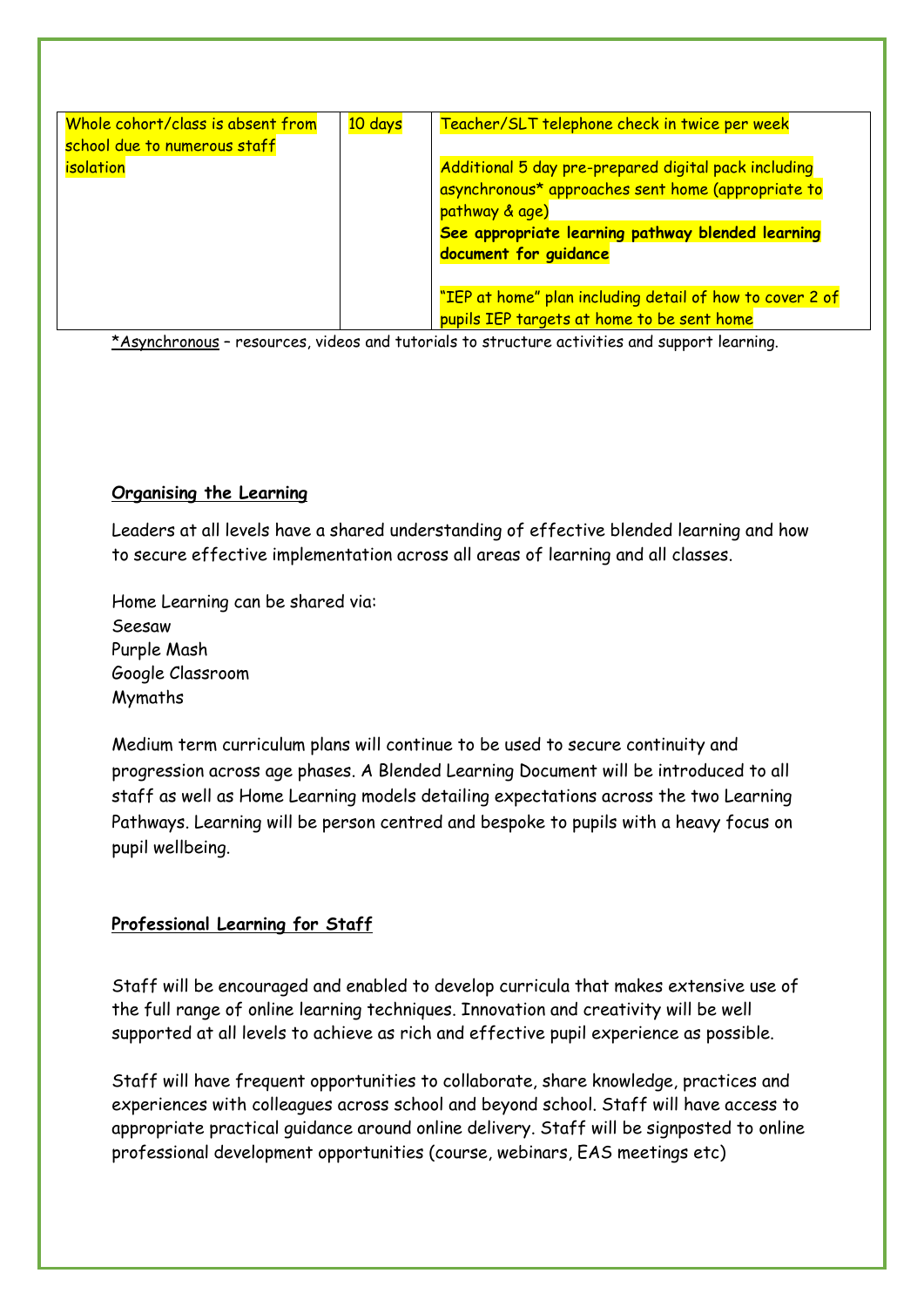| | | |
|---|---|---|
| Whole cohort/class is absent from school due to numerous staff isolation | 10 days | Teacher/SLT telephone check in twice per week<br><br>Additional 5 day pre-prepared digital pack including asynchronous* approaches sent home (appropriate to pathway & age)<br>**See appropriate learning pathway blended learning document for guidance**<br><br>"IEP at home" plan including detail of how to cover 2 of pupils IEP targets at home to be sent home |

*Asynchronous – resources, videos and tutorials to structure activities and support learning.

## Organising the Learning

Leaders at all levels have a shared understanding of effective blended learning and how to secure effective implementation across all areas of learning and all classes.

Home Learning can be shared via:
Seesaw
Purple Mash
Google Classroom
Mymaths

Medium term curriculum plans will continue to be used to secure continuity and progression across age phases. A Blended Learning Document will be introduced to all staff as well as Home Learning models detailing expectations across the two Learning Pathways. Learning will be person centred and bespoke to pupils with a heavy focus on pupil wellbeing.

## Professional Learning for Staff

Staff will be encouraged and enabled to develop curricula that makes extensive use of the full range of online learning techniques. Innovation and creativity will be well supported at all levels to achieve as rich and effective pupil experience as possible.

Staff will have frequent opportunities to collaborate, share knowledge, practices and experiences with colleagues across school and beyond school. Staff will have access to appropriate practical guidance around online delivery. Staff will be signposted to online professional development opportunities (course, webinars, EAS meetings etc)